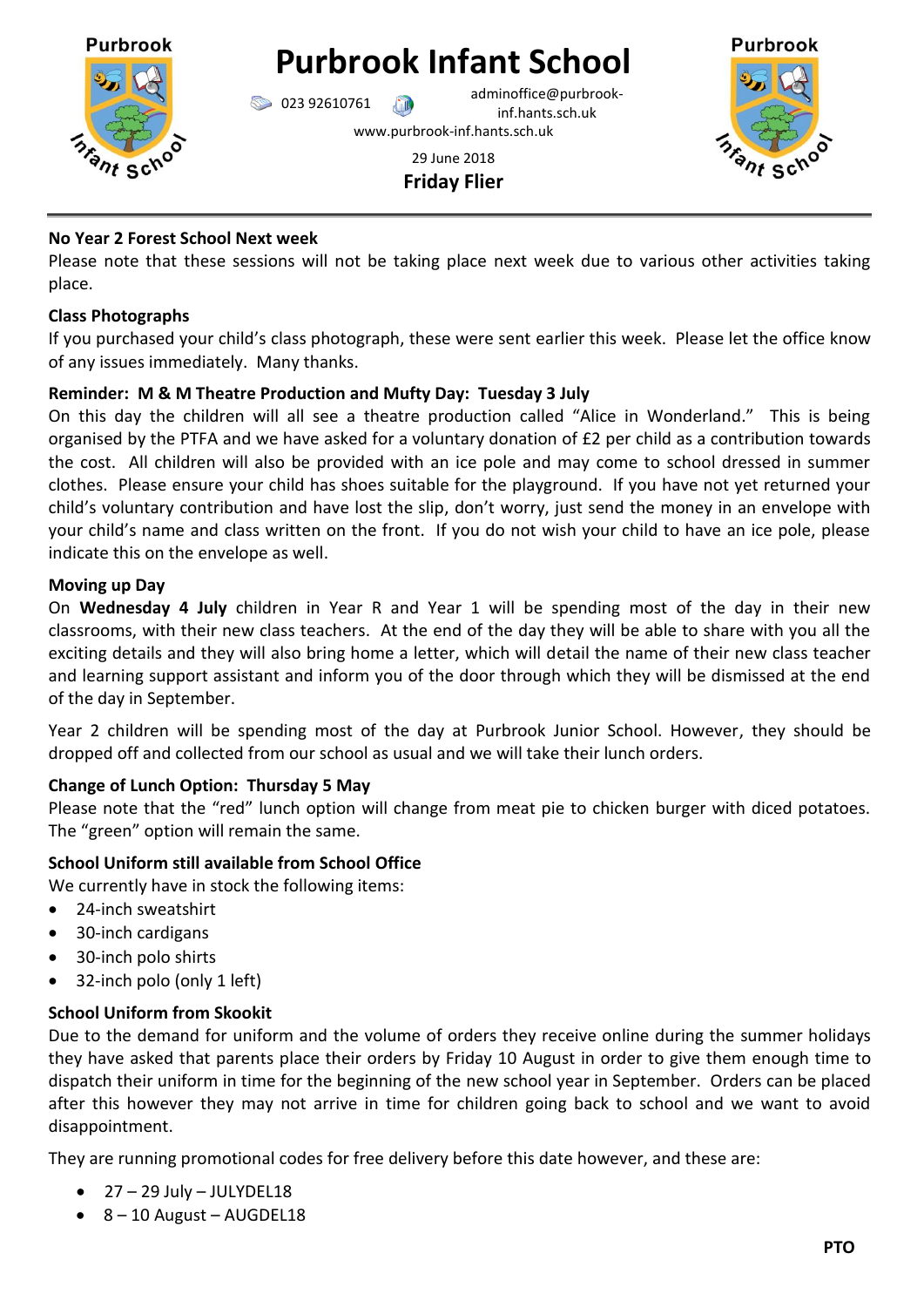# Purbrook Infant School

023 92610761 adminoffice@purbrook-inf.hants.sch.uk

www.purbrook-inf.hants.sch.uk

29 June 2018

## Friday Flier

---

**No Year 2 Forest School Next week**

Please note that these sessions will not be taking place next week due to various other activities taking place.

**Class Photographs**

If you purchased your child's class photograph, these were sent earlier this week. Please let the office know of any issues immediately. Many thanks.

**Reminder: M & M Theatre Production and Mufty Day: Tuesday 3 July**

On this day the children will all see a theatre production called "Alice in Wonderland." This is being organised by the PTFA and we have asked for a voluntary donation of £2 per child as a contribution towards the cost. All children will also be provided with an ice pole and may come to school dressed in summer clothes. Please ensure your child has shoes suitable for the playground. If you have not yet returned your child's voluntary contribution and have lost the slip, don't worry, just send the money in an envelope with your child's name and class written on the front. If you do not wish your child to have an ice pole, please indicate this on the envelope as well.

**Moving up Day**

On **Wednesday 4 July** children in Year R and Year 1 will be spending most of the day in their new classrooms, with their new class teachers. At the end of the day they will be able to share with you all the exciting details and they will also bring home a letter, which will detail the name of their new class teacher and learning support assistant and inform you of the door through which they will be dismissed at the end of the day in September.

Year 2 children will be spending most of the day at Purbrook Junior School. However, they should be dropped off and collected from our school as usual and we will take their lunch orders.

**Change of Lunch Option: Thursday 5 May**

Please note that the "red" lunch option will change from meat pie to chicken burger with diced potatoes. The "green" option will remain the same.

**School Uniform still available from School Office**

We currently have in stock the following items:

- 24-inch sweatshirt
- 30-inch cardigans
- 30-inch polo shirts
- 32-inch polo (only 1 left)

**School Uniform from Skookit**

Due to the demand for uniform and the volume of orders they receive online during the summer holidays they have asked that parents place their orders by Friday 10 August in order to give them enough time to dispatch their uniform in time for the beginning of the new school year in September. Orders can be placed after this however they may not arrive in time for children going back to school and we want to avoid disappointment.

They are running promotional codes for free delivery before this date however, and these are:

- 27 – 29 July – JULYDEL18
- 8 – 10 August – AUGDEL18

**PTO**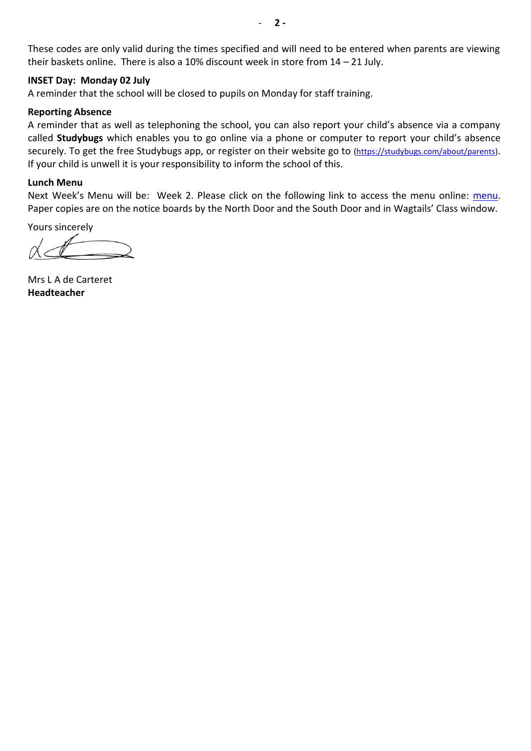These codes are only valid during the times specified and will need to be entered when parents are viewing their baskets online. There is also a 10% discount week in store from 14 – 21 July.

**INSET Day: Monday 02 July**

A reminder that the school will be closed to pupils on Monday for staff training.

**Reporting Absence**

A reminder that as well as telephoning the school, you can also report your child's absence via a company called **Studybugs** which enables you to go online via a phone or computer to report your child's absence securely. To get the free Studybugs app, or register on their website go to (https://studybugs.com/about/parents). If your child is unwell it is your responsibility to inform the school of this.

**Lunch Menu**

Next Week's Menu will be: Week 2. Please click on the following link to access the menu online: menu. Paper copies are on the notice boards by the North Door and the South Door and in Wagtails' Class window.

Yours sincerely

Mrs L A de Carteret
**Headteacher**